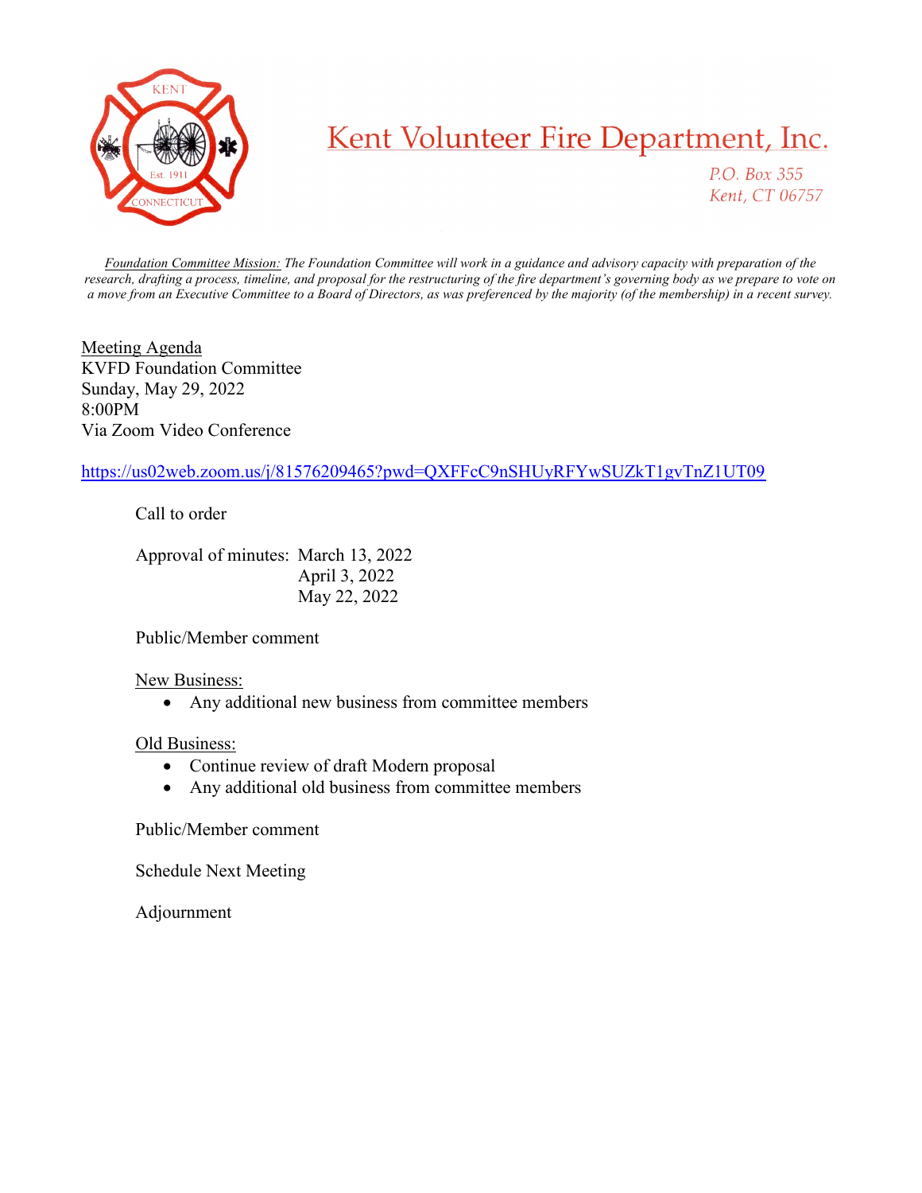# Kent Volunteer Fire Department, Inc.

*P.O. Box 355*
*Kent, CT 06757*

*Foundation Committee Mission: The Foundation Committee will work in a guidance and advisory capacity with preparation of the research, drafting a process, timeline, and proposal for the restructuring of the fire department's governing body as we prepare to vote on a move from an Executive Committee to a Board of Directors, as was preferenced by the majority (of the membership) in a recent survey.*

Meeting Agenda
KVFD Foundation Committee
Sunday, May 29, 2022
8:00PM
Via Zoom Video Conference

https://us02web.zoom.us/j/81576209465?pwd=QXFFcC9nSHUyRFYwSUZkT1gvTnZ1UT09

Call to order

Approval of minutes: March 13, 2022
April 3, 2022
May 22, 2022

Public/Member comment

New Business:
- Any additional new business from committee members

Old Business:
- Continue review of draft Modern proposal
- Any additional old business from committee members

Public/Member comment

Schedule Next Meeting

Adjournment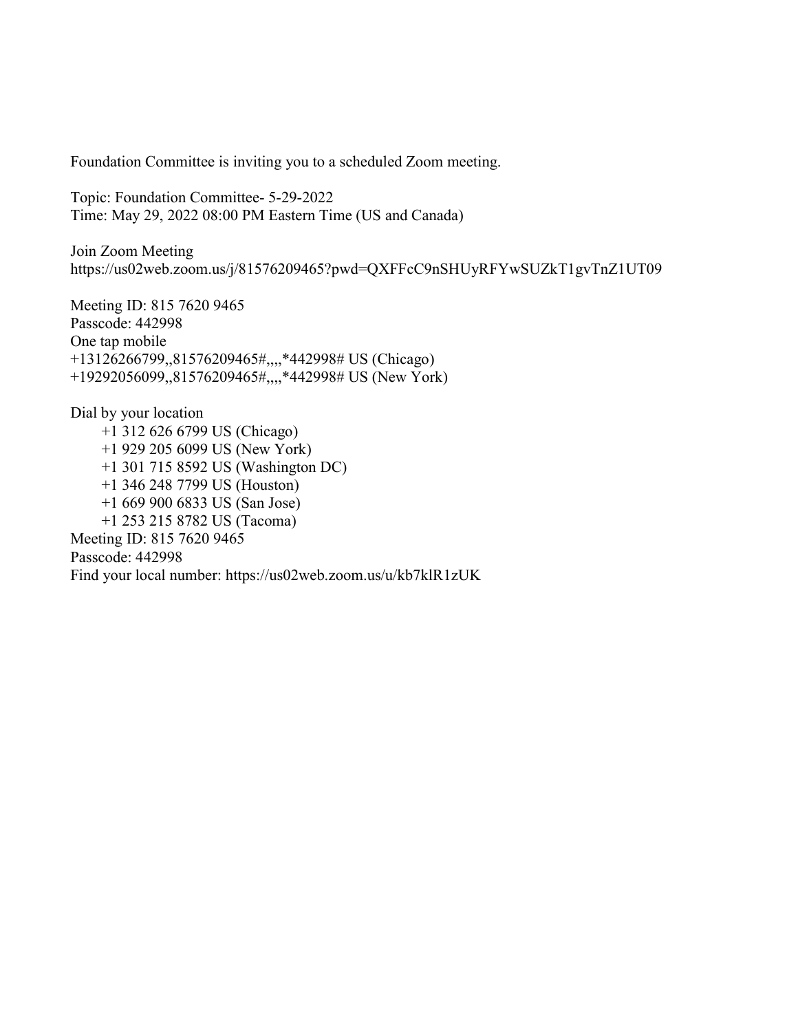Foundation Committee is inviting you to a scheduled Zoom meeting.

Topic: Foundation Committee- 5-29-2022
Time: May 29, 2022 08:00 PM Eastern Time (US and Canada)

Join Zoom Meeting
https://us02web.zoom.us/j/81576209465?pwd=QXFFcC9nSHUyRFYwSUZkT1gvTnZ1UT09

Meeting ID: 815 7620 9465
Passcode: 442998
One tap mobile
+13126266799,,81576209465#,,,,*442998# US (Chicago)
+19292056099,,81576209465#,,,,*442998# US (New York)

Dial by your location
+1 312 626 6799 US (Chicago)
+1 929 205 6099 US (New York)
+1 301 715 8592 US (Washington DC)
+1 346 248 7799 US (Houston)
+1 669 900 6833 US (San Jose)
+1 253 215 8782 US (Tacoma)
Meeting ID: 815 7620 9465
Passcode: 442998
Find your local number: https://us02web.zoom.us/u/kb7klR1zUK